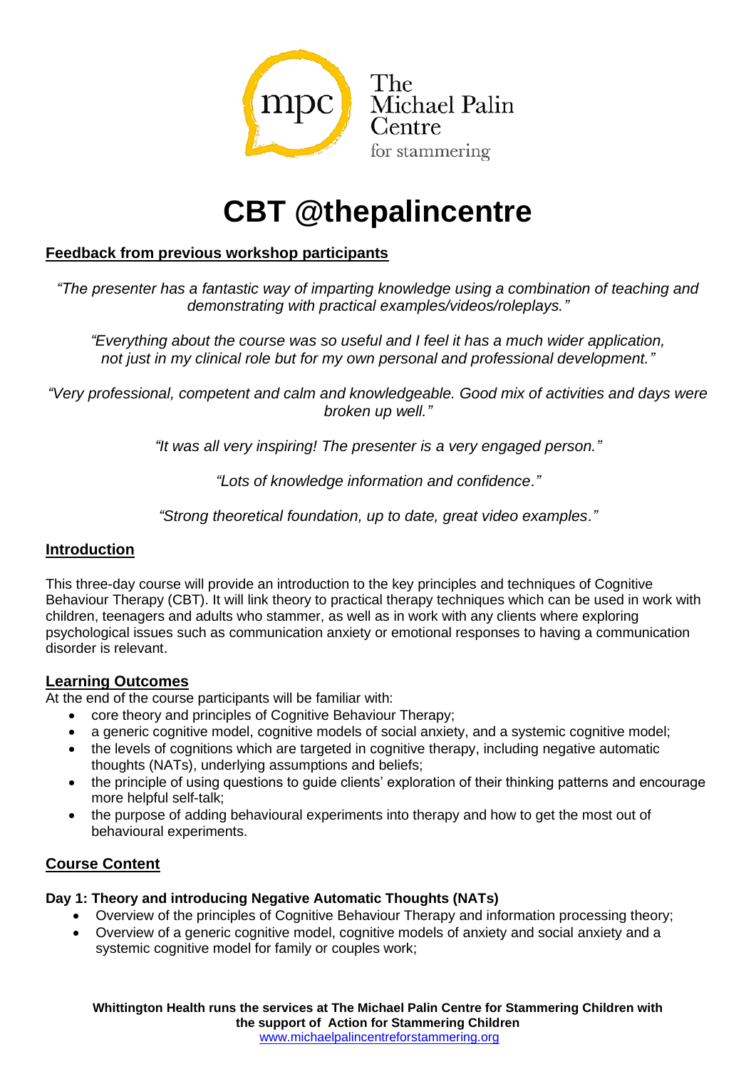The Michael Palin Centre for stammering

# CBT @thepalincentre

## Feedback from previous workshop participants

*"The presenter has a fantastic way of imparting knowledge using a combination of teaching and demonstrating with practical examples/videos/roleplays."*

*"Everything about the course was so useful and I feel it has a much wider application, not just in my clinical role but for my own personal and professional development."*

*"Very professional, competent and calm and knowledgeable. Good mix of activities and days were broken up well."*

*"It was all very inspiring! The presenter is a very engaged person."*

*"Lots of knowledge information and confidence."*

*"Strong theoretical foundation, up to date, great video examples."*

## Introduction

This three-day course will provide an introduction to the key principles and techniques of Cognitive Behaviour Therapy (CBT). It will link theory to practical therapy techniques which can be used in work with children, teenagers and adults who stammer, as well as in work with any clients where exploring psychological issues such as communication anxiety or emotional responses to having a communication disorder is relevant.

## Learning Outcomes

At the end of the course participants will be familiar with:

- core theory and principles of Cognitive Behaviour Therapy;
- a generic cognitive model, cognitive models of social anxiety, and a systemic cognitive model;
- the levels of cognitions which are targeted in cognitive therapy, including negative automatic thoughts (NATs), underlying assumptions and beliefs;
- the principle of using questions to guide clients' exploration of their thinking patterns and encourage more helpful self-talk;
- the purpose of adding behavioural experiments into therapy and how to get the most out of behavioural experiments.

## Course Content

**Day 1: Theory and introducing Negative Automatic Thoughts (NATs)**

- Overview of the principles of Cognitive Behaviour Therapy and information processing theory;
- Overview of a generic cognitive model, cognitive models of anxiety and social anxiety and a systemic cognitive model for family or couples work;

**Whittington Health runs the services at The Michael Palin Centre for Stammering Children with the support of Action for Stammering Children**
www.michaelpalincentreforstammering.org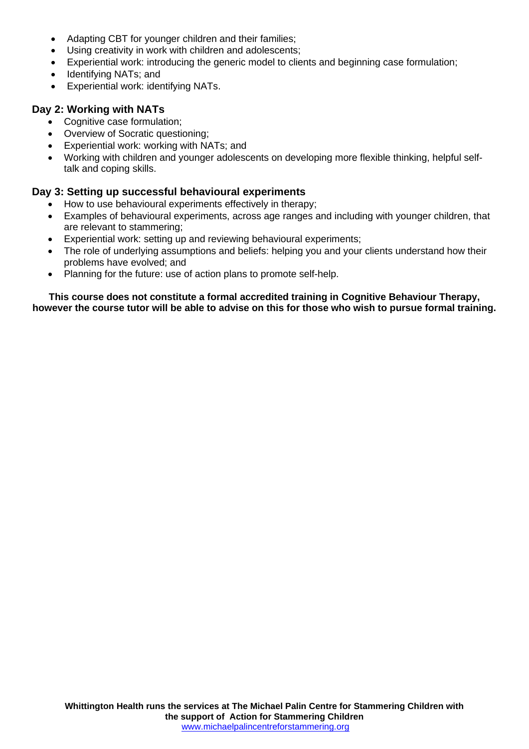- Adapting CBT for younger children and their families;
- Using creativity in work with children and adolescents;
- Experiential work: introducing the generic model to clients and beginning case formulation;
- Identifying NATs; and
- Experiential work: identifying NATs.

### Day 2: Working with NATs

- Cognitive case formulation;
- Overview of Socratic questioning;
- Experiential work: working with NATs; and
- Working with children and younger adolescents on developing more flexible thinking, helpful self-talk and coping skills.

### Day 3: Setting up successful behavioural experiments

- How to use behavioural experiments effectively in therapy;
- Examples of behavioural experiments, across age ranges and including with younger children, that are relevant to stammering;
- Experiential work: setting up and reviewing behavioural experiments;
- The role of underlying assumptions and beliefs: helping you and your clients understand how their problems have evolved; and
- Planning for the future: use of action plans to promote self-help.

**This course does not constitute a formal accredited training in Cognitive Behaviour Therapy, however the course tutor will be able to advise on this for those who wish to pursue formal training.**

**Whittington Health runs the services at The Michael Palin Centre for Stammering Children with the support of Action for Stammering Children**
[www.michaelpalincentreforstammering.org](http://www.michaelpalincentreforstammering.org)